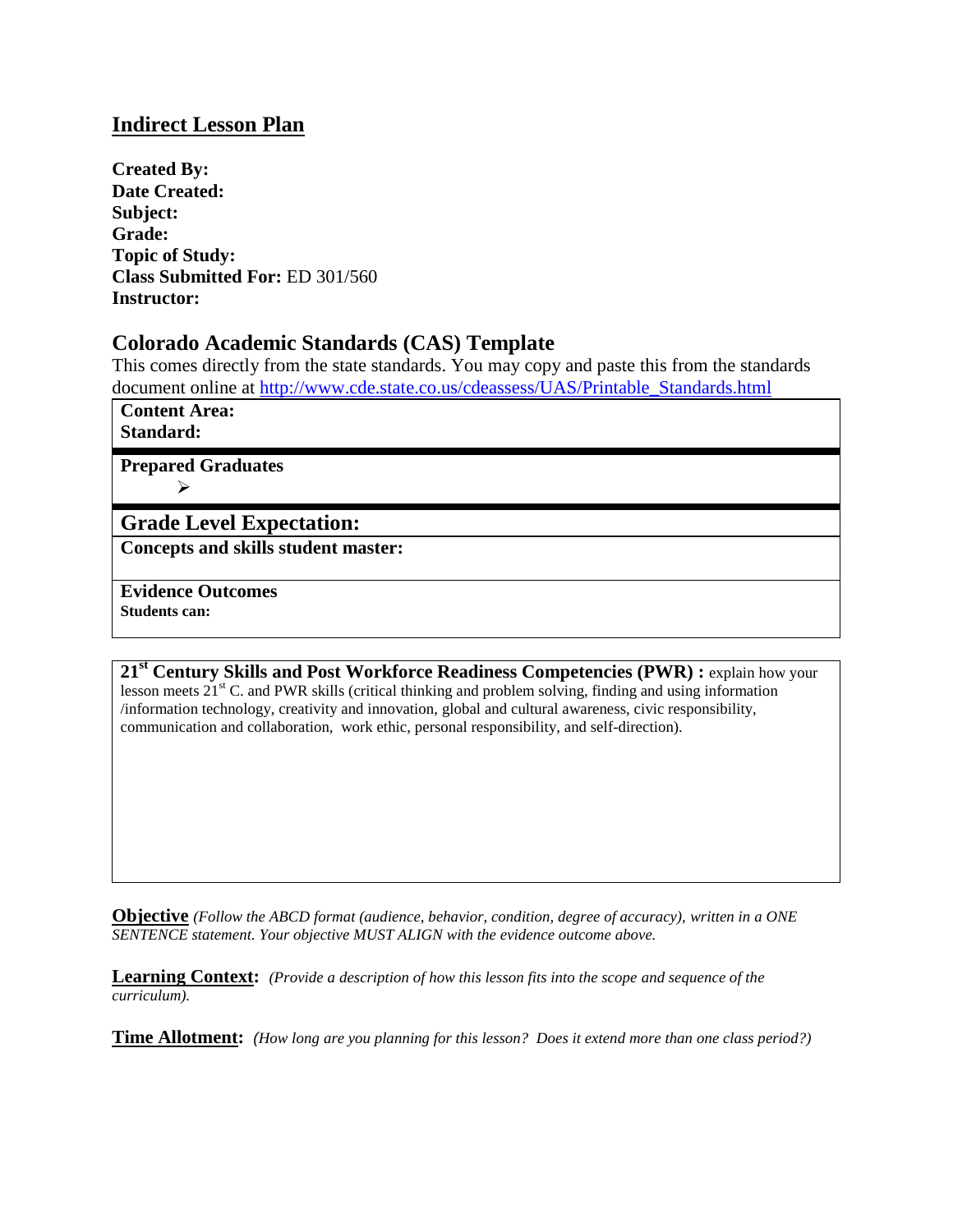# Indirect Lesson Plan

**Created By:**
**Date Created:**
**Subject:**
**Grade:**
**Topic of Study:**
**Class Submitted For:** ED 301/560
**Instructor:**

## Colorado Academic Standards (CAS) Template

This comes directly from the state standards. You may copy and paste this from the standards document online at [http://www.cde.state.co.us/cdeassess/UAS/Printable_Standards.html](http://www.cde.state.co.us/cdeassess/UAS/Printable_Standards.html)

| **Content Area:**<br>**Standard:** |
|---|
| **Prepared Graduates**<br>➢ |
| **Grade Level Expectation:** |
| **Concepts and skills student master:** |
| **Evidence Outcomes**<br>**Students can:** |

| **21st Century Skills and Post Workforce Readiness Competencies (PWR) :** explain how your lesson meets 21st C. and PWR skills (critical thinking and problem solving, finding and using information /information technology, creativity and innovation, global and cultural awareness, civic responsibility, communication and collaboration, work ethic, personal responsibility, and self-direction). |
|---|

**Objective** *(Follow the ABCD format (audience, behavior, condition, degree of accuracy), written in a ONE SENTENCE statement. Your objective MUST ALIGN with the evidence outcome above.*

**Learning Context:** *(Provide a description of how this lesson fits into the scope and sequence of the curriculum).*

**Time Allotment:** *(How long are you planning for this lesson? Does it extend more than one class period?)*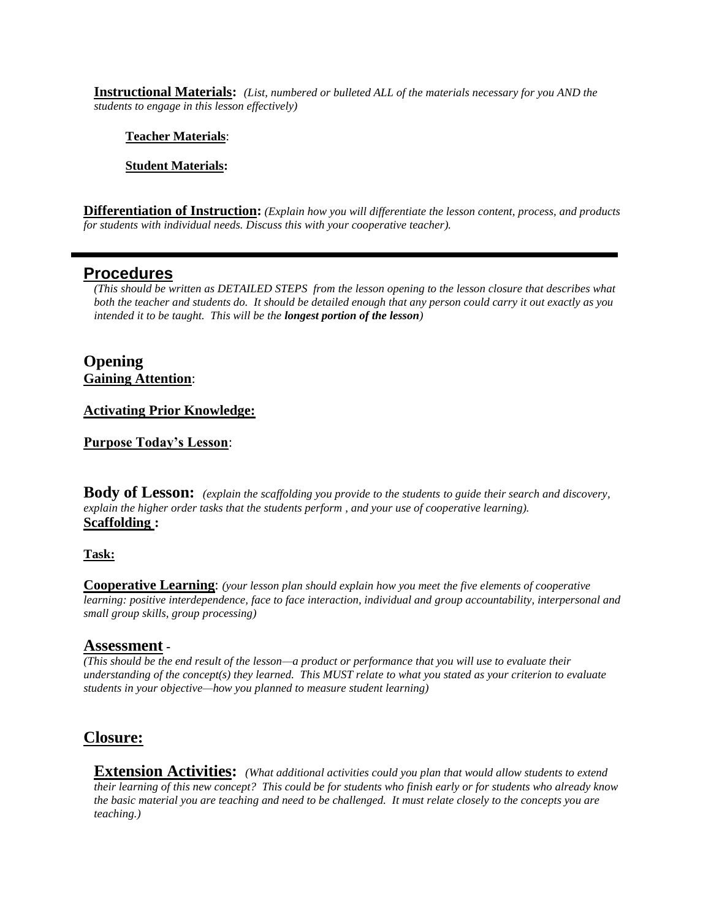**Instructional Materials:** *(List, numbered or bulleted ALL of the materials necessary for you AND the students to engage in this lesson effectively)*

**Teacher Materials**:

**Student Materials:**

**Differentiation of Instruction:** *(Explain how you will differentiate the lesson content, process, and products for students with individual needs. Discuss this with your cooperative teacher).*

---

## Procedures

*(This should be written as DETAILED STEPS from the lesson opening to the lesson closure that describes what both the teacher and students do. It should be detailed enough that any person could carry it out exactly as you intended it to be taught. This will be the **longest portion of the lesson**)*

### Opening

**Gaining Attention**:

**Activating Prior Knowledge:**

**Purpose Today's Lesson**:

### Body of Lesson:

*(explain the scaffolding you provide to the students to guide their search and discovery, explain the higher order tasks that the students perform , and your use of cooperative learning).*

**Scaffolding :**

**Task:**

**Cooperative Learning**: *(your lesson plan should explain how you meet the five elements of cooperative learning: positive interdependence, face to face interaction, individual and group accountability, interpersonal and small group skills, group processing)*

### Assessment -

*(This should be the end result of the lesson—a product or performance that you will use to evaluate their understanding of the concept(s) they learned. This MUST relate to what you stated as your criterion to evaluate students in your objective—how you planned to measure student learning)*

### Closure:

**Extension Activities:** *(What additional activities could you plan that would allow students to extend their learning of this new concept? This could be for students who finish early or for students who already know the basic material you are teaching and need to be challenged. It must relate closely to the concepts you are teaching.)*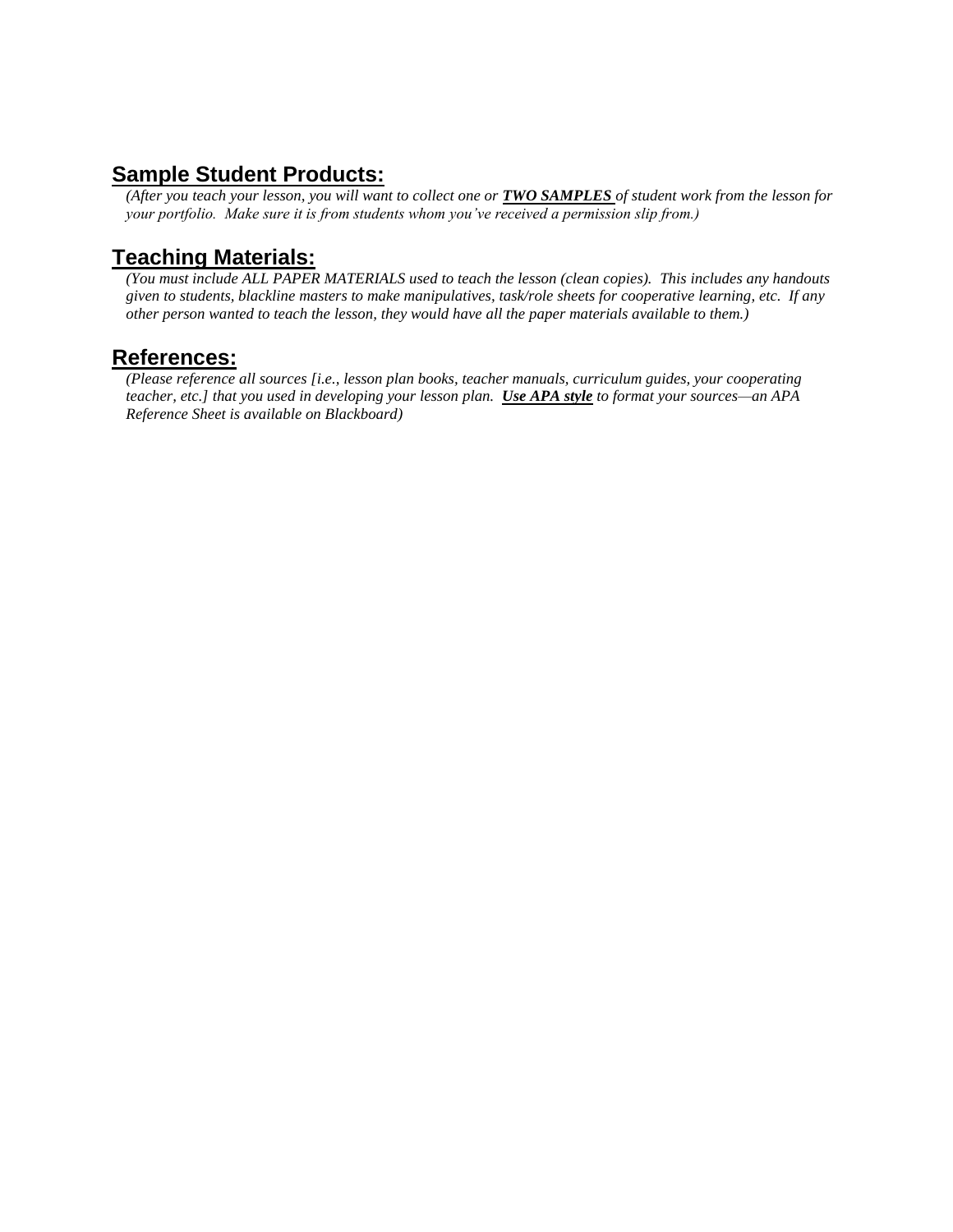## Sample Student Products:

*(After you teach your lesson, you will want to collect one or **TWO SAMPLES** of student work from the lesson for your portfolio. Make sure it is from students whom you've received a permission slip from.)*

## Teaching Materials:

*(You must include ALL PAPER MATERIALS used to teach the lesson (clean copies). This includes any handouts given to students, blackline masters to make manipulatives, task/role sheets for cooperative learning, etc. If any other person wanted to teach the lesson, they would have all the paper materials available to them.)*

## References:

*(Please reference all sources [i.e., lesson plan books, teacher manuals, curriculum guides, your cooperating teacher, etc.] that you used in developing your lesson plan. **Use APA style** to format your sources—an APA Reference Sheet is available on Blackboard)*